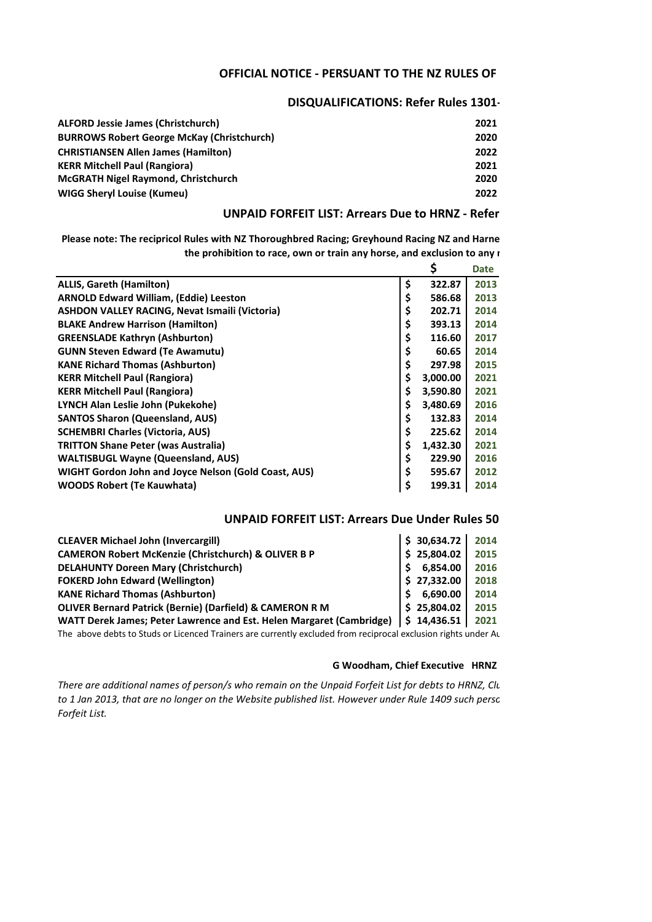## OFFICIAL NOTICE - PERSUANT TO THE NZ RULES OF

### DISQUALIFICATIONS: Refer Rules 1301-

| | |
|---|---|
| **ALFORD Jessie James (Christchurch)** | **2021** |
| **BURROWS Robert George McKay (Christchurch)** | **2020** |
| **CHRISTIANSEN Allen James (Hamilton)** | **2022** |
| **KERR Mitchell Paul (Rangiora)** | **2021** |
| **McGRATH Nigel Raymond, Christchurch** | **2020** |
| **WIGG Sheryl Louise (Kumeu)** | **2022** |

### UNPAID FORFEIT LIST: Arrears Due to HRNZ - Refer

**Please note: The recipricol Rules with NZ Thoroughbred Racing; Greyhound Racing NZ and Harne**
**the prohibition to race, own or train any horse, and exclusion to any r**

| | $ | Date |
|---|---|---|
| **ALLIS, Gareth (Hamilton)** | **$ 322.87** | **2013** |
| **ARNOLD Edward William, (Eddie) Leeston** | **$ 586.68** | **2013** |
| **ASHDON VALLEY RACING, Nevat Ismaili (Victoria)** | **$ 202.71** | **2014** |
| **BLAKE Andrew Harrison (Hamilton)** | **$ 393.13** | **2014** |
| **GREENSLADE Kathryn (Ashburton)** | **$ 116.60** | **2017** |
| **GUNN Steven Edward (Te Awamutu)** | **$ 60.65** | **2014** |
| **KANE Richard Thomas (Ashburton)** | **$ 297.98** | **2015** |
| **KERR Mitchell Paul (Rangiora)** | **$ 3,000.00** | **2021** |
| **KERR Mitchell Paul (Rangiora)** | **$ 3,590.80** | **2021** |
| **LYNCH Alan Leslie John (Pukekohe)** | **$ 3,480.69** | **2016** |
| **SANTOS Sharon (Queensland, AUS)** | **$ 132.83** | **2014** |
| **SCHEMBRI Charles (Victoria, AUS)** | **$ 225.62** | **2014** |
| **TRITTON Shane Peter (was Australia)** | **$ 1,432.30** | **2021** |
| **WALTISBUGL Wayne (Queensland, AUS)** | **$ 229.90** | **2016** |
| **WIGHT Gordon John and Joyce Nelson (Gold Coast, AUS)** | **$ 595.67** | **2012** |
| **WOODS Robert (Te Kauwhata)** | **$ 199.31** | **2014** |

### UNPAID FORFEIT LIST: Arrears Due Under Rules 50

| | | |
|---|---|---|
| **CLEAVER Michael John (Invercargill)** | **$ 30,634.72** | **2014** |
| **CAMERON Robert McKenzie (Christchurch) & OLIVER B P** | **$ 25,804.02** | **2015** |
| **DELAHUNTY Doreen Mary (Christchurch)** | **$ 6,854.00** | **2016** |
| **FOKERD John Edward (Wellington)** | **$ 27,332.00** | **2018** |
| **KANE Richard Thomas (Ashburton)** | **$ 6,690.00** | **2014** |
| **OLIVER Bernard Patrick (Bernie) (Darfield) & CAMERON R M** | **$ 25,804.02** | **2015** |
| **WATT Derek James; Peter Lawrence and Est. Helen Margaret (Cambridge)** | **$ 14,436.51** | **2021** |

The above debts to Studs or Licenced Trainers are currently excluded from reciprocal exclusion rights under Au

**G Woodham, Chief Executive HRNZ**

*There are additional names of person/s who remain on the Unpaid Forfeit List for debts to HRNZ, Clu to 1 Jan 2013, that are no longer on the Website published list. However under Rule 1409 such perso Forfeit List.*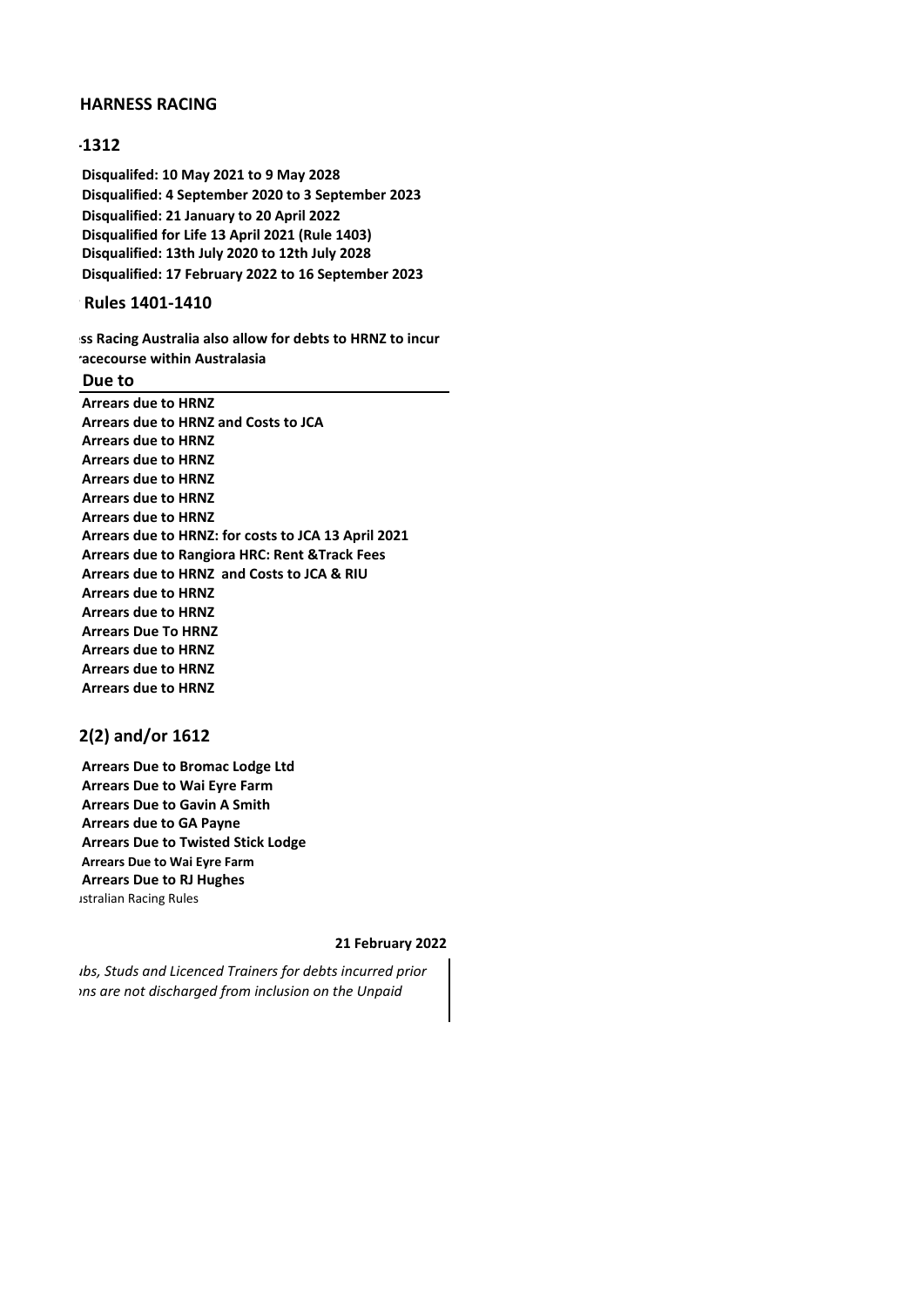**HARNESS RACING**

**-1312**

**Disqualifed: 10 May 2021 to 9 May 2028**
**Disqualified: 4 September 2020 to 3 September 2023**
**Disqualified: 21 January to 20 April 2022**
**Disqualified for Life 13 April 2021 (Rule 1403)**
**Disqualified: 13th July 2020 to 12th July 2028**
**Disqualified: 17 February 2022 to 16 September 2023**

**Rules 1401-1410**

**ss Racing Australia also allow for debts to HRNZ to incur**
**acecourse within Australasia**

| Due to |
| --- |
| **Arrears due to HRNZ** |
| **Arrears due to HRNZ and Costs to JCA** |
| **Arrears due to HRNZ** |
| **Arrears due to HRNZ** |
| **Arrears due to HRNZ** |
| **Arrears due to HRNZ** |
| **Arrears due to HRNZ** |
| **Arrears due to HRNZ: for costs to JCA 13 April 2021** |
| **Arrears due to Rangiora HRC: Rent &Track Fees** |
| **Arrears due to HRNZ and Costs to JCA & RIU** |
| **Arrears due to HRNZ** |
| **Arrears due to HRNZ** |
| **Arrears Due To HRNZ** |
| **Arrears due to HRNZ** |
| **Arrears due to HRNZ** |
| **Arrears due to HRNZ** |

**2(2) and/or 1612**

**Arrears Due to Bromac Lodge Ltd**
**Arrears Due to Wai Eyre Farm**
**Arrears Due to Gavin A Smith**
**Arrears due to GA Payne**
**Arrears Due to Twisted Stick Lodge**
**Arrears Due to Wai Eyre Farm**
**Arrears Due to RJ Hughes**
istralian Racing Rules

**21 February 2022**

*ıbs, Studs and Licenced Trainers for debts incurred prior*
*ons are not discharged from inclusion on the Unpaid*